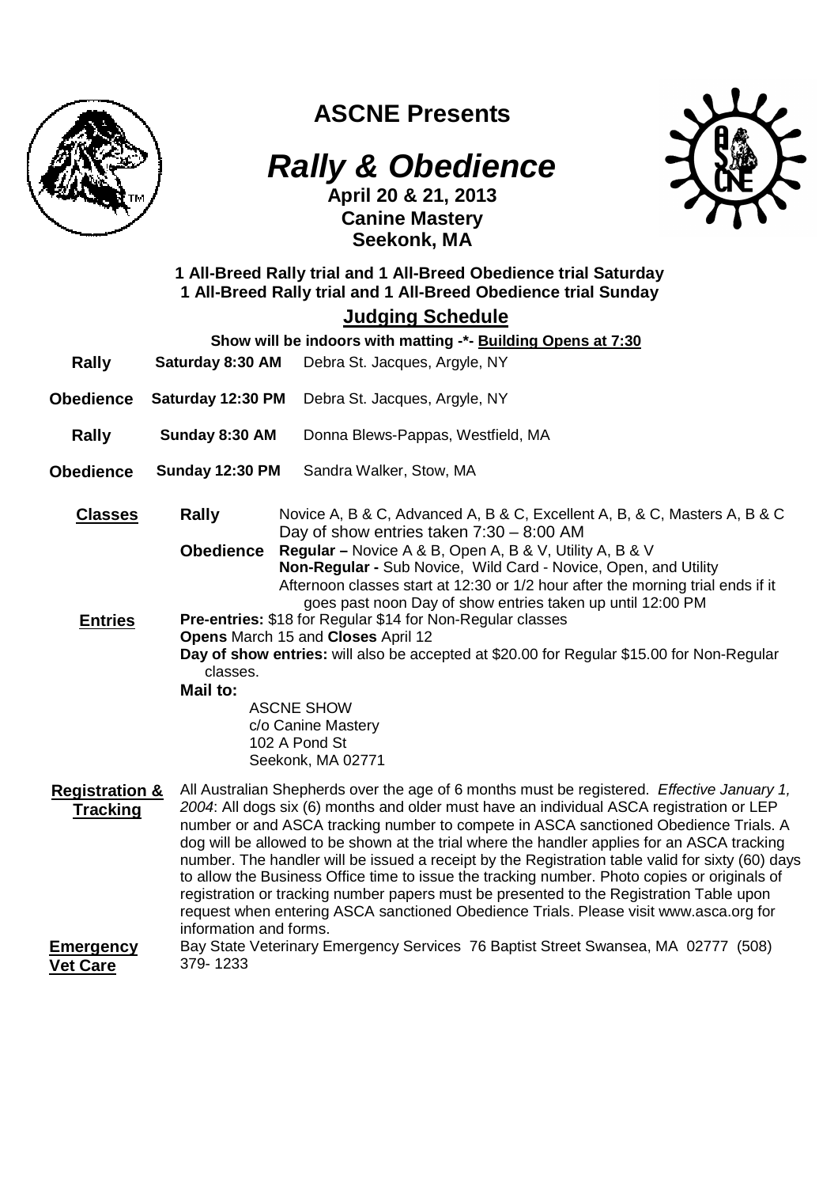# ASCNE Presents

## *Rally & Obedience*

**April 20 & 21, 2013**
**Canine Mastery**
**Seekonk, MA**

**1 All-Breed Rally trial and 1 All-Breed Obedience trial Saturday**
**1 All-Breed Rally trial and 1 All-Breed Obedience trial Sunday**

### Judging Schedule

**Show will be indoors with matting -\*- Building Opens at 7:30**

| | | |
|---|---|---|
| **Rally** | **Saturday 8:30 AM** | Debra St. Jacques, Argyle, NY |
| **Obedience** | **Saturday 12:30 PM** | Debra St. Jacques, Argyle, NY |
| **Rally** | **Sunday 8:30 AM** | Donna Blews-Pappas, Westfield, MA |
| **Obedience** | **Sunday 12:30 PM** | Sandra Walker, Stow, MA |

**Classes**

**Rally** Novice A, B & C, Advanced A, B & C, Excellent A, B, & C, Masters A, B & C
Day of show entries taken 7:30 – 8:00 AM

**Obedience** **Regular –** Novice A & B, Open A, B & V, Utility A, B & V
**Non-Regular -** Sub Novice, Wild Card - Novice, Open, and Utility
Afternoon classes start at 12:30 or 1/2 hour after the morning trial ends if it goes past noon Day of show entries taken up until 12:00 PM

**Entries**

**Pre-entries:** $18 for Regular $14 for Non-Regular classes
**Opens** March 15 and **Closes** April 12
**Day of show entries:** will also be accepted at $20.00 for Regular $15.00 for Non-Regular classes.

**Mail to:**

ASCNE SHOW
c/o Canine Mastery
102 A Pond St
Seekonk, MA 02771

**Registration & Tracking**

All Australian Shepherds over the age of 6 months must be registered. *Effective January 1, 2004*: All dogs six (6) months and older must have an individual ASCA registration or LEP number or and ASCA tracking number to compete in ASCA sanctioned Obedience Trials. A dog will be allowed to be shown at the trial where the handler applies for an ASCA tracking number. The handler will be issued a receipt by the Registration table valid for sixty (60) days to allow the Business Office time to issue the tracking number. Photo copies or originals of registration or tracking number papers must be presented to the Registration Table upon request when entering ASCA sanctioned Obedience Trials. Please visit www.asca.org for information and forms.

**Emergency Vet Care**

Bay State Veterinary Emergency Services 76 Baptist Street Swansea, MA 02777 (508) 379- 1233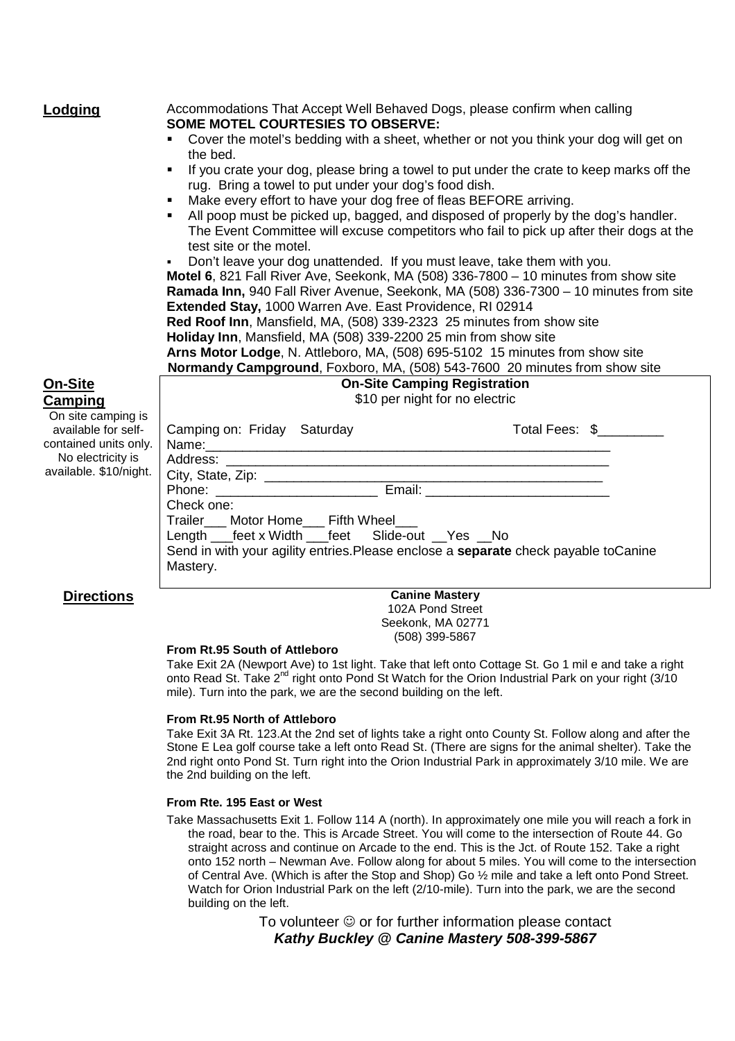## Lodging

Accommodations That Accept Well Behaved Dogs, please confirm when calling

**SOME MOTEL COURTESIES TO OBSERVE:**

- Cover the motel's bedding with a sheet, whether or not you think your dog will get on the bed.
- If you crate your dog, please bring a towel to put under the crate to keep marks off the rug. Bring a towel to put under your dog's food dish.
- Make every effort to have your dog free of fleas BEFORE arriving.
- All poop must be picked up, bagged, and disposed of properly by the dog's handler. The Event Committee will excuse competitors who fail to pick up after their dogs at the test site or the motel.
- Don't leave your dog unattended. If you must leave, take them with you.

**Motel 6**, 821 Fall River Ave, Seekonk, MA (508) 336-7800 – 10 minutes from show site
**Ramada Inn,** 940 Fall River Avenue, Seekonk, MA (508) 336-7300 – 10 minutes from site
**Extended Stay,** 1000 Warren Ave. East Providence, RI 02914
**Red Roof Inn**, Mansfield, MA, (508) 339-2323 25 minutes from show site
**Holiday Inn**, Mansfield, MA (508) 339-2200 25 min from show site
**Arns Motor Lodge**, N. Attleboro, MA, (508) 695-5102 15 minutes from show site
**Normandy Campground**, Foxboro, MA, (508) 543-7600 20 minutes from show site

## On-Site Camping

On site camping is available for self-contained units only. No electricity is available. $10/night.

**On-Site Camping Registration**

$10 per night for no electric

Camping on: Friday Saturday Total Fees: $_________

Name:_______________________________________________________

Address: _____________________________________________________

City, State, Zip: _______________________________________________

Phone: ______________________ Email: _________________________

Check one:

Trailer___ Motor Home___ Fifth Wheel___

Length ___feet x Width ___feet Slide-out __Yes __No

Send in with your agility entries.Please enclose a **separate** check payable toCanine Mastery.

## Directions

**Canine Mastery**
102A Pond Street
Seekonk, MA 02771
(508) 399-5867

**From Rt.95 South of Attleboro**

Take Exit 2A (Newport Ave) to 1st light. Take that left onto Cottage St. Go 1 mil e and take a right onto Read St. Take 2nd right onto Pond St Watch for the Orion Industrial Park on your right (3/10 mile). Turn into the park, we are the second building on the left.

**From Rt.95 North of Attleboro**

Take Exit 3A Rt. 123.At the 2nd set of lights take a right onto County St. Follow along and after the Stone E Lea golf course take a left onto Read St. (There are signs for the animal shelter). Take the 2nd right onto Pond St. Turn right into the Orion Industrial Park in approximately 3/10 mile. We are the 2nd building on the left.

**From Rte. 195 East or West**

Take Massachusetts Exit 1. Follow 114 A (north). In approximately one mile you will reach a fork in the road, bear to the. This is Arcade Street. You will come to the intersection of Route 44. Go straight across and continue on Arcade to the end. This is the Jct. of Route 152. Take a right onto 152 north – Newman Ave. Follow along for about 5 miles. You will come to the intersection of Central Ave. (Which is after the Stop and Shop) Go ½ mile and take a left onto Pond Street. Watch for Orion Industrial Park on the left (2/10-mile). Turn into the park, we are the second building on the left.

To volunteer ☺ or for further information please contact
***Kathy Buckley @ Canine Mastery 508-399-5867***